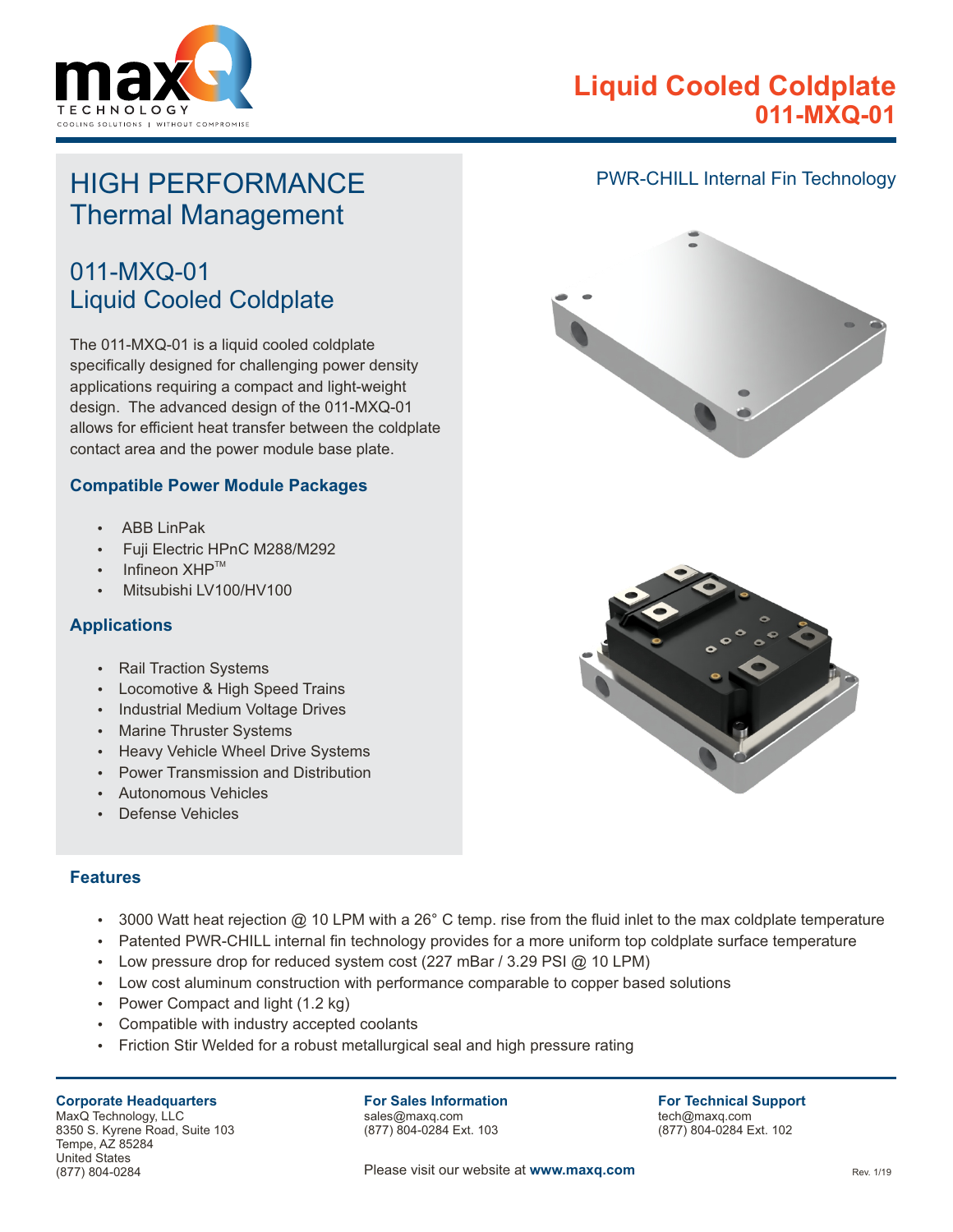# Liquid Cooled Coldplate
## 011-MXQ-01

## HIGH PERFORMANCE Thermal Management

### 011-MXQ-01 Liquid Cooled Coldplate

The 011-MXQ-01 is a liquid cooled coldplate specifically designed for challenging power density applications requiring a compact and light-weight design. The advanced design of the 011-MXQ-01 allows for efficient heat transfer between the coldplate contact area and the power module base plate.

### Compatible Power Module Packages

- ABB LinPak
- Fuji Electric HPnC M288/M292
- Infineon XHP™
- Mitsubishi LV100/HV100

### Applications

- Rail Traction Systems
- Locomotive & High Speed Trains
- Industrial Medium Voltage Drives
- Marine Thruster Systems
- Heavy Vehicle Wheel Drive Systems
- Power Transmission and Distribution
- Autonomous Vehicles
- Defense Vehicles

PWR-CHILL Internal Fin Technology

### Features

- 3000 Watt heat rejection @ 10 LPM with a 26° C temp. rise from the fluid inlet to the max coldplate temperature
- Patented PWR-CHILL internal fin technology provides for a more uniform top coldplate surface temperature
- Low pressure drop for reduced system cost (227 mBar / 3.29 PSI @ 10 LPM)
- Low cost aluminum construction with performance comparable to copper based solutions
- Power Compact and light (1.2 kg)
- Compatible with industry accepted coolants
- Friction Stir Welded for a robust metallurgical seal and high pressure rating

**Corporate Headquarters**
MaxQ Technology, LLC
8350 S. Kyrene Road, Suite 103
Tempe, AZ 85284
United States
(877) 804-0284

**For Sales Information**
sales@maxq.com
(877) 804-0284 Ext. 103

**For Technical Support**
tech@maxq.com
(877) 804-0284 Ext. 102

Please visit our website at **www.maxq.com**

Rev. 1/19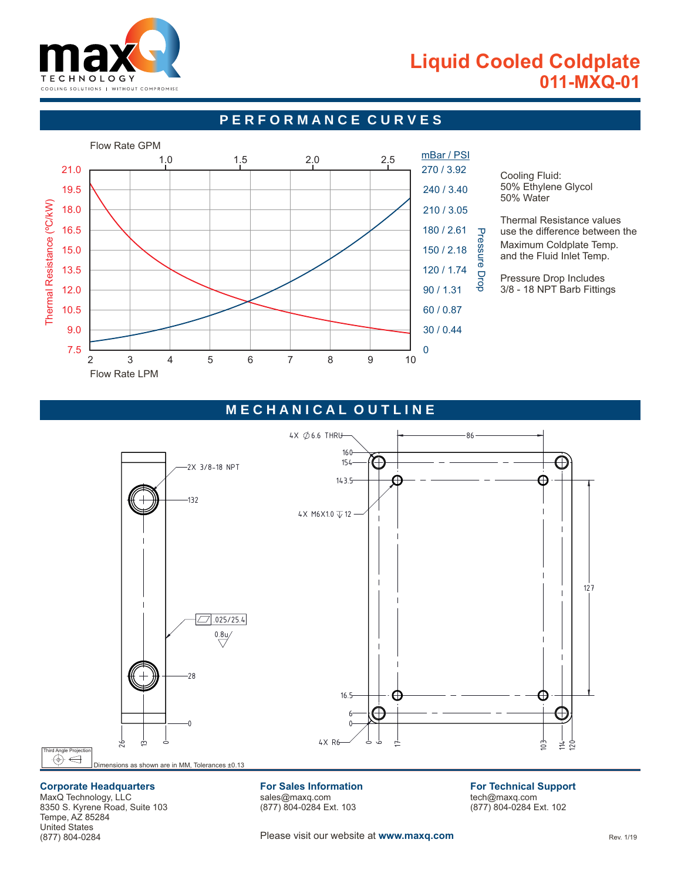# Liquid Cooled Coldplate
## 011-MXQ-01

## PERFORMANCE CURVES

Flow Rate GPM

1.0
1.5
2.0
2.5

mBar / PSI

270 / 3.92
240 / 3.40
210 / 3.05
180 / 2.61
150 / 2.18
120 / 1.74
90 / 1.31
60 / 0.87
30 / 0.44
0

Pressure Drop

Thermal Resistance (ºC/kW)

21.0
19.5
18.0
16.5
15.0
13.5
12.0
10.5
9.0
7.5

2 3 4 5 6 7 8 9 10

Flow Rate LPM

Cooling Fluid:
50% Ethylene Glycol
50% Water

Thermal Resistance values use the difference between the Maximum Coldplate Temp. and the Fluid Inlet Temp.

Pressure Drop Includes 3/8 - 18 NPT Barb Fittings

## MECHANICAL OUTLINE

2X 3/8-18 NPT

132

28

0

26 13 0

.025/25.4

0.8u

4X ∅6.6 THRU

86

160
154
143.5

4X M6X1.0 ⊽ 12

127

16.5
6
0

4X R6

0 6 17 103 114 120

Third Angle Projection

Dimensions as shown are in MM, Tolerances ±0.13

**Corporate Headquarters**
MaxQ Technology, LLC
8350 S. Kyrene Road, Suite 103
Tempe, AZ 85284
United States
(877) 804-0284

**For Sales Information**
sales@maxq.com
(877) 804-0284 Ext. 103

**For Technical Support**
tech@maxq.com
(877) 804-0284 Ext. 102

Please visit our website at **www.maxq.com**

Rev. 1/19